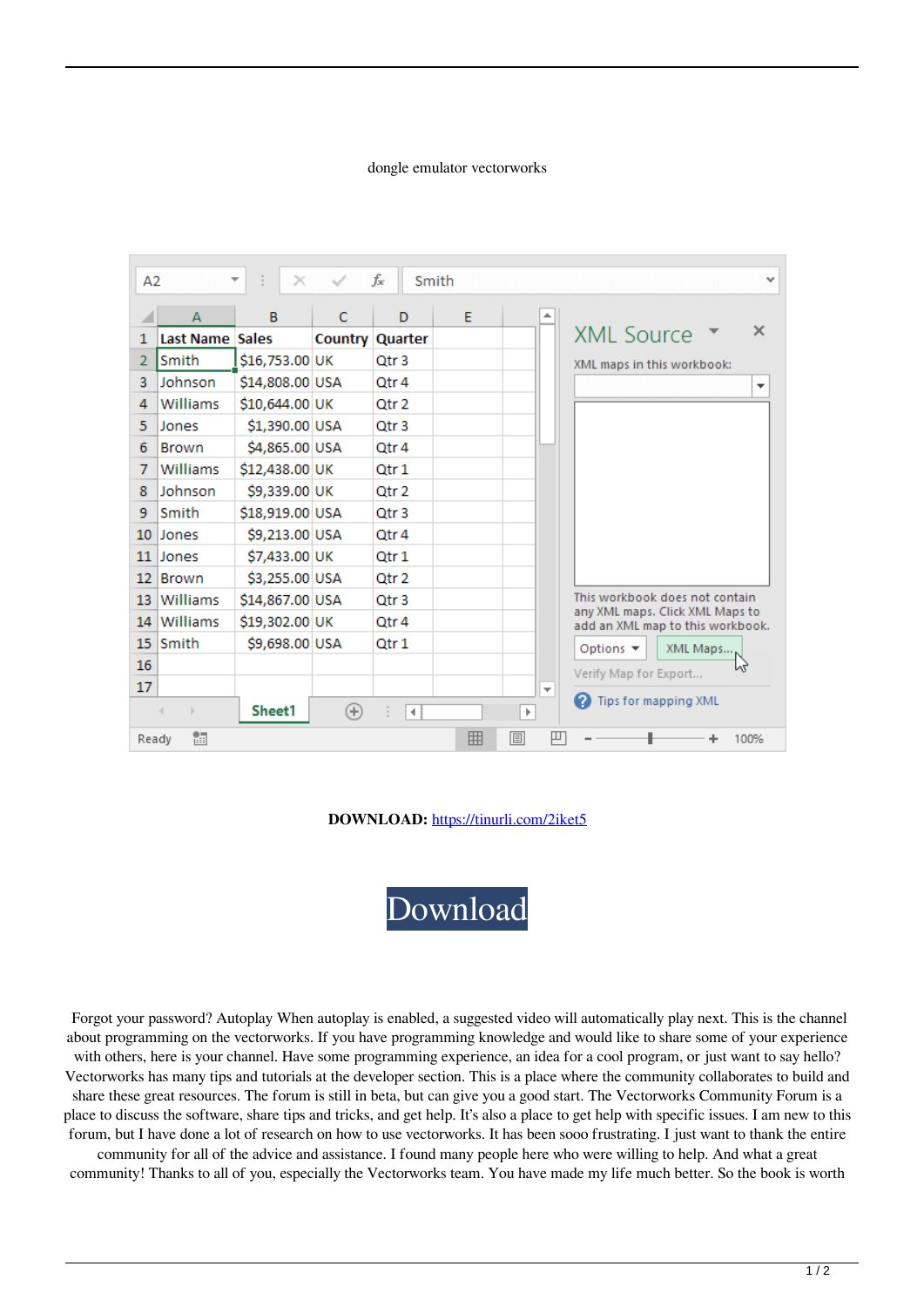dongle emulator vectorworks

| | A | B | C | D |
|---|---|---|---|---|
| 1 | Last Name | Sales | Country | Quarter |
| 2 | Smith | $16,753.00 | UK | Qtr 3 |
| 3 | Johnson | $14,808.00 | USA | Qtr 4 |
| 4 | Williams | $10,644.00 | UK | Qtr 2 |
| 5 | Jones | $1,390.00 | USA | Qtr 3 |
| 6 | Brown | $4,865.00 | USA | Qtr 4 |
| 7 | Williams | $12,438.00 | UK | Qtr 1 |
| 8 | Johnson | $9,339.00 | UK | Qtr 2 |
| 9 | Smith | $18,919.00 | USA | Qtr 3 |
| 10 | Jones | $9,213.00 | USA | Qtr 4 |
| 11 | Jones | $7,433.00 | UK | Qtr 1 |
| 12 | Brown | $3,255.00 | USA | Qtr 2 |
| 13 | Williams | $14,867.00 | USA | Qtr 3 |
| 14 | Williams | $19,302.00 | UK | Qtr 4 |
| 15 | Smith | $9,698.00 | USA | Qtr 1 |

XML Source

XML maps in this workbook:

This workbook does not contain any XML maps. Click XML Maps to add an XML map to this workbook.

Options | XML Maps...

Verify Map for Export...

Tips for mapping XML

**DOWNLOAD:** https://tinurli.com/2iket5

Download

Forgot your password? Autoplay When autoplay is enabled, a suggested video will automatically play next. This is the channel about programming on the vectorworks. If you have programming knowledge and would like to share some of your experience with others, here is your channel. Have some programming experience, an idea for a cool program, or just want to say hello? Vectorworks has many tips and tutorials at the developer section. This is a place where the community collaborates to build and share these great resources. The forum is still in beta, but can give you a good start. The Vectorworks Community Forum is a place to discuss the software, share tips and tricks, and get help. It's also a place to get help with specific issues. I am new to this forum, but I have done a lot of research on how to use vectorworks. It has been sooo frustrating. I just want to thank the entire community for all of the advice and assistance. I found many people here who were willing to help. And what a great community! Thanks to all of you, especially the Vectorworks team. You have made my life much better. So the book is worth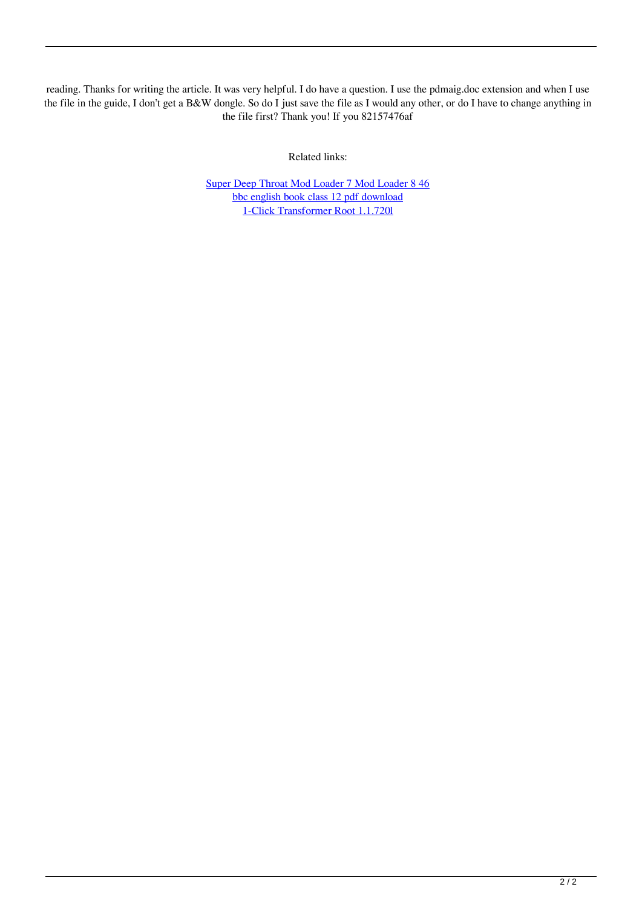reading. Thanks for writing the article. It was very helpful. I do have a question. I use the pdmaig.doc extension and when I use the file in the guide, I don't get a B&W dongle. So do I just save the file as I would any other, or do I have to change anything in the file first? Thank you! If you 82157476af

Related links:

Super Deep Throat Mod Loader 7 Mod Loader 8 46
bbc english book class 12 pdf download
1-Click Transformer Root 1.1.720l